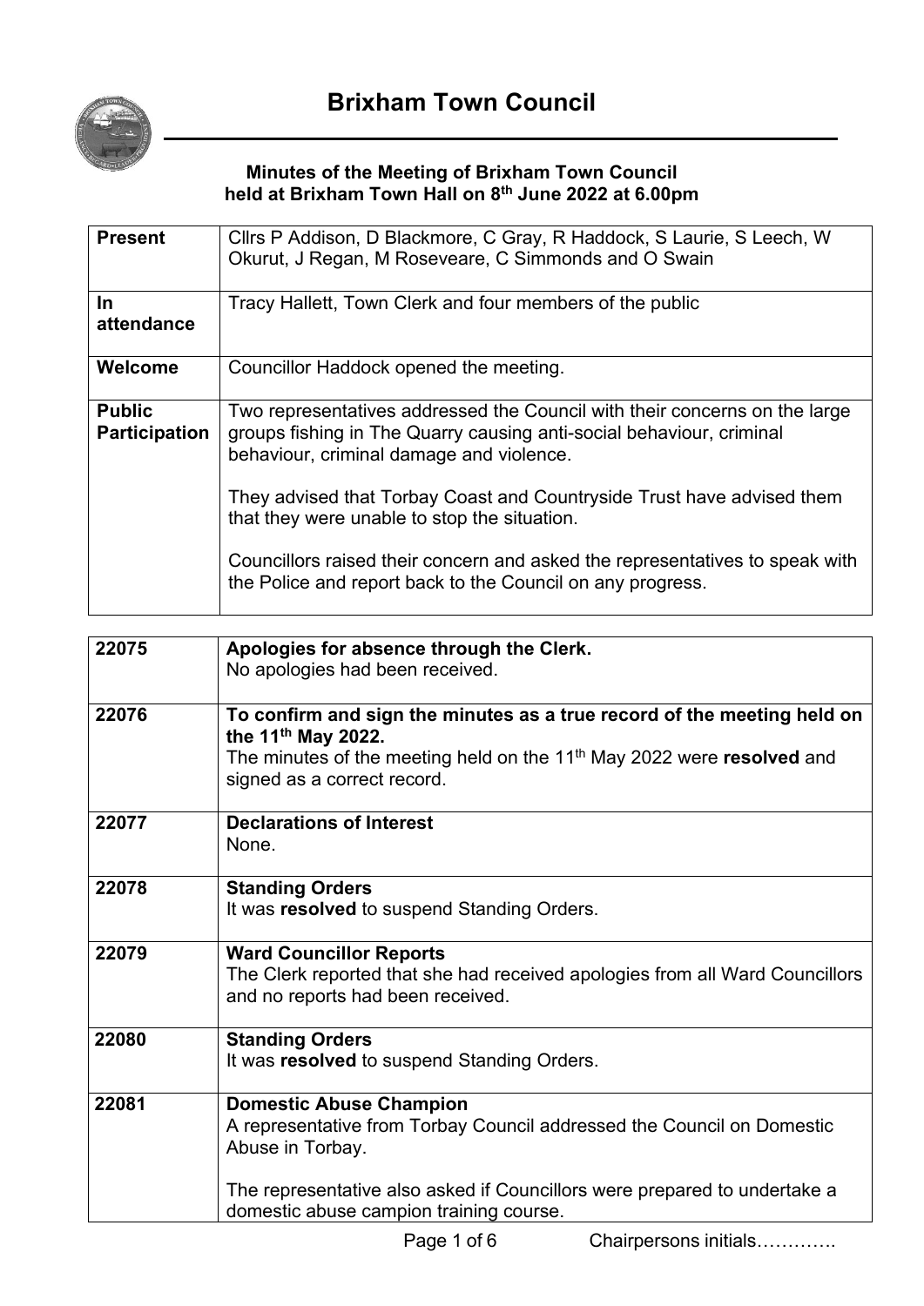# Brixham Town Council

**Minutes of the Meeting of Brixham Town Council held at Brixham Town Hall on 8th June 2022 at 6.00pm**

| | |
|---|---|
| **Present** | Cllrs P Addison, D Blackmore, C Gray, R Haddock, S Laurie, S Leech, W Okurut, J Regan, M Roseveare, C Simmonds and O Swain |
| **In attendance** | Tracy Hallett, Town Clerk and four members of the public |
| **Welcome** | Councillor Haddock opened the meeting. |
| **Public Participation** | Two representatives addressed the Council with their concerns on the large groups fishing in The Quarry causing anti-social behaviour, criminal behaviour, criminal damage and violence.<br><br>They advised that Torbay Coast and Countryside Trust have advised them that they were unable to stop the situation.<br><br>Councillors raised their concern and asked the representatives to speak with the Police and report back to the Council on any progress. |

| | |
|---|---|
| 22075 | **Apologies for absence through the Clerk.**<br>No apologies had been received. |
| 22076 | **To confirm and sign the minutes as a true record of the meeting held on the 11th May 2022.**<br>The minutes of the meeting held on the 11th May 2022 were **resolved** and signed as a correct record. |
| 22077 | **Declarations of Interest**<br>None. |
| 22078 | **Standing Orders**<br>It was **resolved** to suspend Standing Orders. |
| 22079 | **Ward Councillor Reports**<br>The Clerk reported that she had received apologies from all Ward Councillors and no reports had been received. |
| 22080 | **Standing Orders**<br>It was **resolved** to suspend Standing Orders. |
| 22081 | **Domestic Abuse Champion**<br>A representative from Torbay Council addressed the Council on Domestic Abuse in Torbay.<br><br>The representative also asked if Councillors were prepared to undertake a domestic abuse campion training course. |

Chairpersons initials………….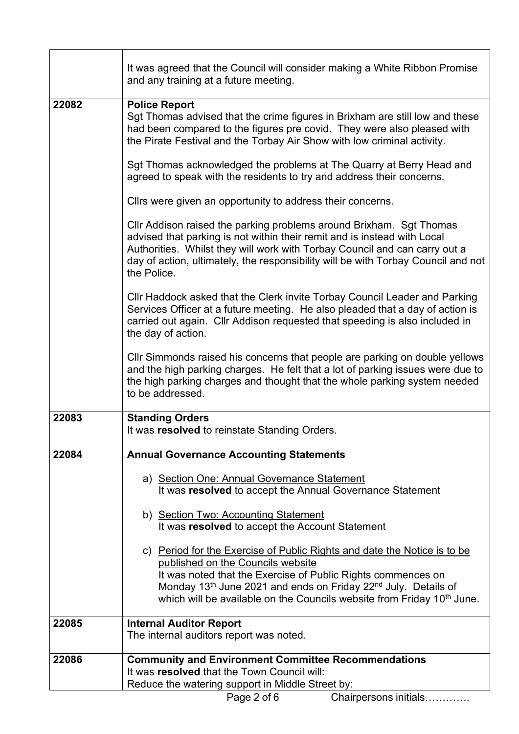| | |
|---|---|
| | It was agreed that the Council will consider making a White Ribbon Promise and any training at a future meeting. |
| 22082 | **Police Report**<br>Sgt Thomas advised that the crime figures in Brixham are still low and these had been compared to the figures pre covid. They were also pleased with the Pirate Festival and the Torbay Air Show with low criminal activity.<br><br>Sgt Thomas acknowledged the problems at The Quarry at Berry Head and agreed to speak with the residents to try and address their concerns.<br><br>Cllrs were given an opportunity to address their concerns.<br><br>Cllr Addison raised the parking problems around Brixham. Sgt Thomas advised that parking is not within their remit and is instead with Local Authorities. Whilst they will work with Torbay Council and can carry out a day of action, ultimately, the responsibility will be with Torbay Council and not the Police.<br><br>Cllr Haddock asked that the Clerk invite Torbay Council Leader and Parking Services Officer at a future meeting. He also pleaded that a day of action is carried out again. Cllr Addison requested that speeding is also included in the day of action.<br><br>Cllr Simmonds raised his concerns that people are parking on double yellows and the high parking charges. He felt that a lot of parking issues were due to the high parking charges and thought that the whole parking system needed to be addressed. |
| 22083 | **Standing Orders**<br>It was **resolved** to reinstate Standing Orders. |
| 22084 | **Annual Governance Accounting Statements**<br><br>a) Section One: Annual Governance Statement<br>It was **resolved** to accept the Annual Governance Statement<br><br>b) Section Two: Accounting Statement<br>It was **resolved** to accept the Account Statement<br><br>c) Period for the Exercise of Public Rights and date the Notice is to be published on the Councils website<br>It was noted that the Exercise of Public Rights commences on Monday 13th June 2021 and ends on Friday 22nd July. Details of which will be available on the Councils website from Friday 10th June. |
| 22085 | **Internal Auditor Report**<br>The internal auditors report was noted. |
| 22086 | **Community and Environment Committee Recommendations**<br>It was **resolved** that the Town Council will:<br>Reduce the watering support in Middle Street by: |

Chairpersons initials………….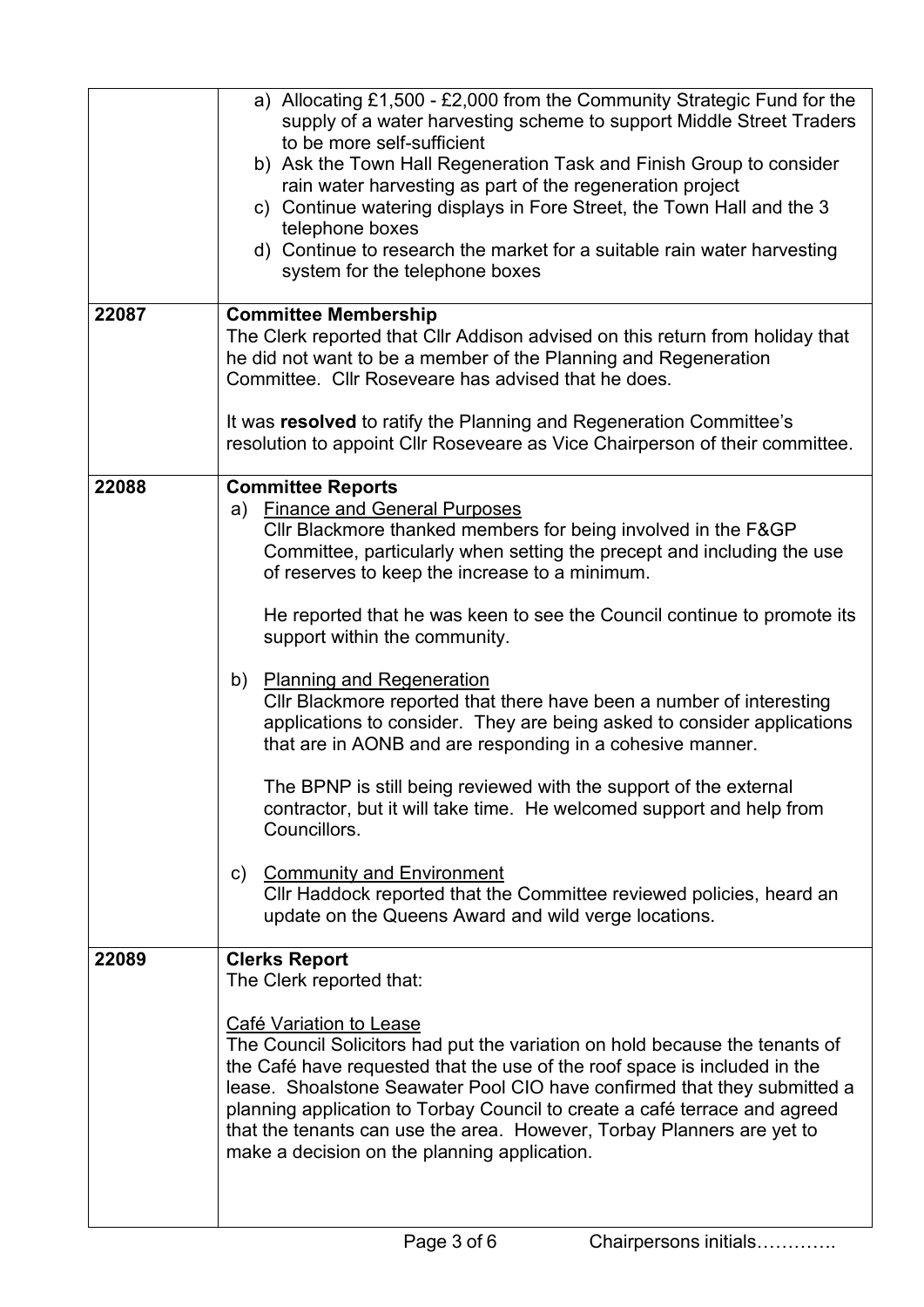| | |
|---|---|
| | a) Allocating £1,500 - £2,000 from the Community Strategic Fund for the supply of a water harvesting scheme to support Middle Street Traders to be more self-sufficient<br>b) Ask the Town Hall Regeneration Task and Finish Group to consider rain water harvesting as part of the regeneration project<br>c) Continue watering displays in Fore Street, the Town Hall and the 3 telephone boxes<br>d) Continue to research the market for a suitable rain water harvesting system for the telephone boxes |
| 22087 | **Committee Membership**<br>The Clerk reported that Cllr Addison advised on this return from holiday that he did not want to be a member of the Planning and Regeneration Committee. Cllr Roseveare has advised that he does.<br><br>It was **resolved** to ratify the Planning and Regeneration Committee's resolution to appoint Cllr Roseveare as Vice Chairperson of their committee. |
| 22088 | **Committee Reports**<br>a) Finance and General Purposes<br>Cllr Blackmore thanked members for being involved in the F&GP Committee, particularly when setting the precept and including the use of reserves to keep the increase to a minimum.<br><br>He reported that he was keen to see the Council continue to promote its support within the community.<br><br>b) Planning and Regeneration<br>Cllr Blackmore reported that there have been a number of interesting applications to consider. They are being asked to consider applications that are in AONB and are responding in a cohesive manner.<br><br>The BPNP is still being reviewed with the support of the external contractor, but it will take time. He welcomed support and help from Councillors.<br><br>c) Community and Environment<br>Cllr Haddock reported that the Committee reviewed policies, heard an update on the Queens Award and wild verge locations. |
| 22089 | **Clerks Report**<br>The Clerk reported that:<br><br>Café Variation to Lease<br>The Council Solicitors had put the variation on hold because the tenants of the Café have requested that the use of the roof space is included in the lease. Shoalstone Seawater Pool CIO have confirmed that they submitted a planning application to Torbay Council to create a café terrace and agreed that the tenants can use the area. However, Torbay Planners are yet to make a decision on the planning application. |

Chairpersons initials………….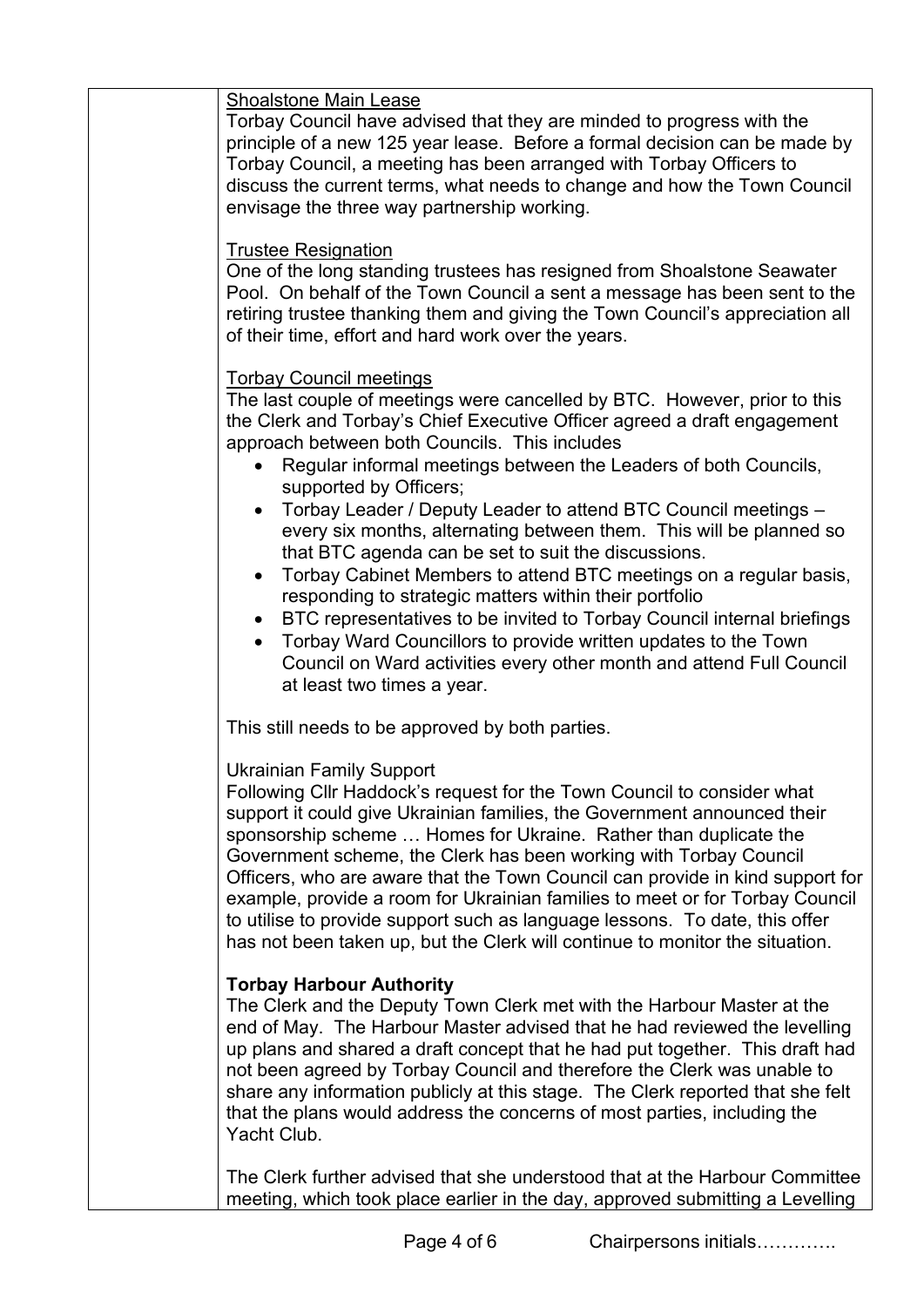<u>Shoalstone Main Lease</u>
Torbay Council have advised that they are minded to progress with the principle of a new 125 year lease. Before a formal decision can be made by Torbay Council, a meeting has been arranged with Torbay Officers to discuss the current terms, what needs to change and how the Town Council envisage the three way partnership working.

<u>Trustee Resignation</u>
One of the long standing trustees has resigned from Shoalstone Seawater Pool. On behalf of the Town Council a sent a message has been sent to the retiring trustee thanking them and giving the Town Council's appreciation all of their time, effort and hard work over the years.

<u>Torbay Council meetings</u>
The last couple of meetings were cancelled by BTC. However, prior to this the Clerk and Torbay's Chief Executive Officer agreed a draft engagement approach between both Councils. This includes

- Regular informal meetings between the Leaders of both Councils, supported by Officers;
- Torbay Leader / Deputy Leader to attend BTC Council meetings – every six months, alternating between them. This will be planned so that BTC agenda can be set to suit the discussions.
- Torbay Cabinet Members to attend BTC meetings on a regular basis, responding to strategic matters within their portfolio
- BTC representatives to be invited to Torbay Council internal briefings
- Torbay Ward Councillors to provide written updates to the Town Council on Ward activities every other month and attend Full Council at least two times a year.

This still needs to be approved by both parties.

Ukrainian Family Support
Following Cllr Haddock's request for the Town Council to consider what support it could give Ukrainian families, the Government announced their sponsorship scheme … Homes for Ukraine. Rather than duplicate the Government scheme, the Clerk has been working with Torbay Council Officers, who are aware that the Town Council can provide in kind support for example, provide a room for Ukrainian families to meet or for Torbay Council to utilise to provide support such as language lessons. To date, this offer has not been taken up, but the Clerk will continue to monitor the situation.

**Torbay Harbour Authority**
The Clerk and the Deputy Town Clerk met with the Harbour Master at the end of May. The Harbour Master advised that he had reviewed the levelling up plans and shared a draft concept that he had put together. This draft had not been agreed by Torbay Council and therefore the Clerk was unable to share any information publicly at this stage. The Clerk reported that she felt that the plans would address the concerns of most parties, including the Yacht Club.

The Clerk further advised that she understood that at the Harbour Committee meeting, which took place earlier in the day, approved submitting a Levelling

Chairpersons initials………….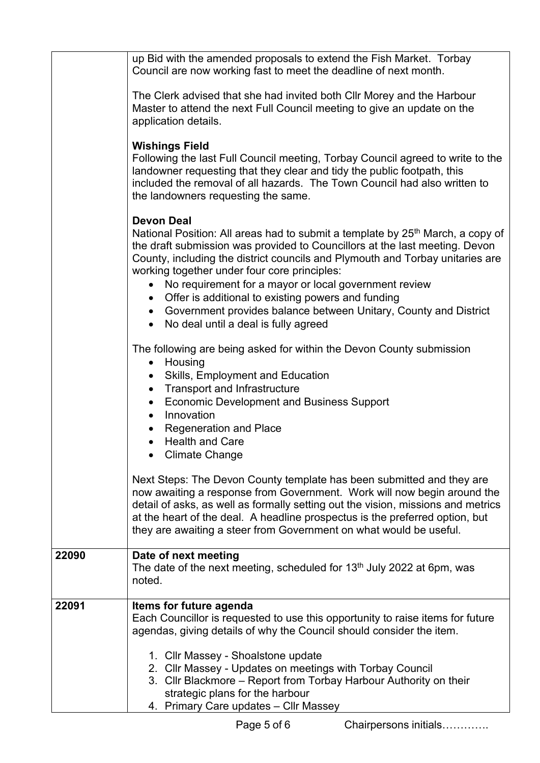| | |
|---|---|
| | up Bid with the amended proposals to extend the Fish Market. Torbay Council are now working fast to meet the deadline of next month.<br><br>The Clerk advised that she had invited both Cllr Morey and the Harbour Master to attend the next Full Council meeting to give an update on the application details.<br><br>**Wishings Field**<br>Following the last Full Council meeting, Torbay Council agreed to write to the landowner requesting that they clear and tidy the public footpath, this included the removal of all hazards. The Town Council had also written to the landowners requesting the same.<br><br>**Devon Deal**<br>National Position: All areas had to submit a template by 25th March, a copy of the draft submission was provided to Councillors at the last meeting. Devon County, including the district councils and Plymouth and Torbay unitaries are working together under four core principles:<br>• No requirement for a mayor or local government review<br>• Offer is additional to existing powers and funding<br>• Government provides balance between Unitary, County and District<br>• No deal until a deal is fully agreed<br><br>The following are being asked for within the Devon County submission<br>• Housing<br>• Skills, Employment and Education<br>• Transport and Infrastructure<br>• Economic Development and Business Support<br>• Innovation<br>• Regeneration and Place<br>• Health and Care<br>• Climate Change<br><br>Next Steps: The Devon County template has been submitted and they are now awaiting a response from Government. Work will now begin around the detail of asks, as well as formally setting out the vision, missions and metrics at the heart of the deal. A headline prospectus is the preferred option, but they are awaiting a steer from Government on what would be useful. |
| **22090** | **Date of next meeting**<br>The date of the next meeting, scheduled for 13th July 2022 at 6pm, was noted. |
| **22091** | **Items for future agenda**<br>Each Councillor is requested to use this opportunity to raise items for future agendas, giving details of why the Council should consider the item.<br><br>1. Cllr Massey - Shoalstone update<br>2. Cllr Massey - Updates on meetings with Torbay Council<br>3. Cllr Blackmore – Report from Torbay Harbour Authority on their strategic plans for the harbour<br>4. Primary Care updates – Cllr Massey |

Chairpersons initials………….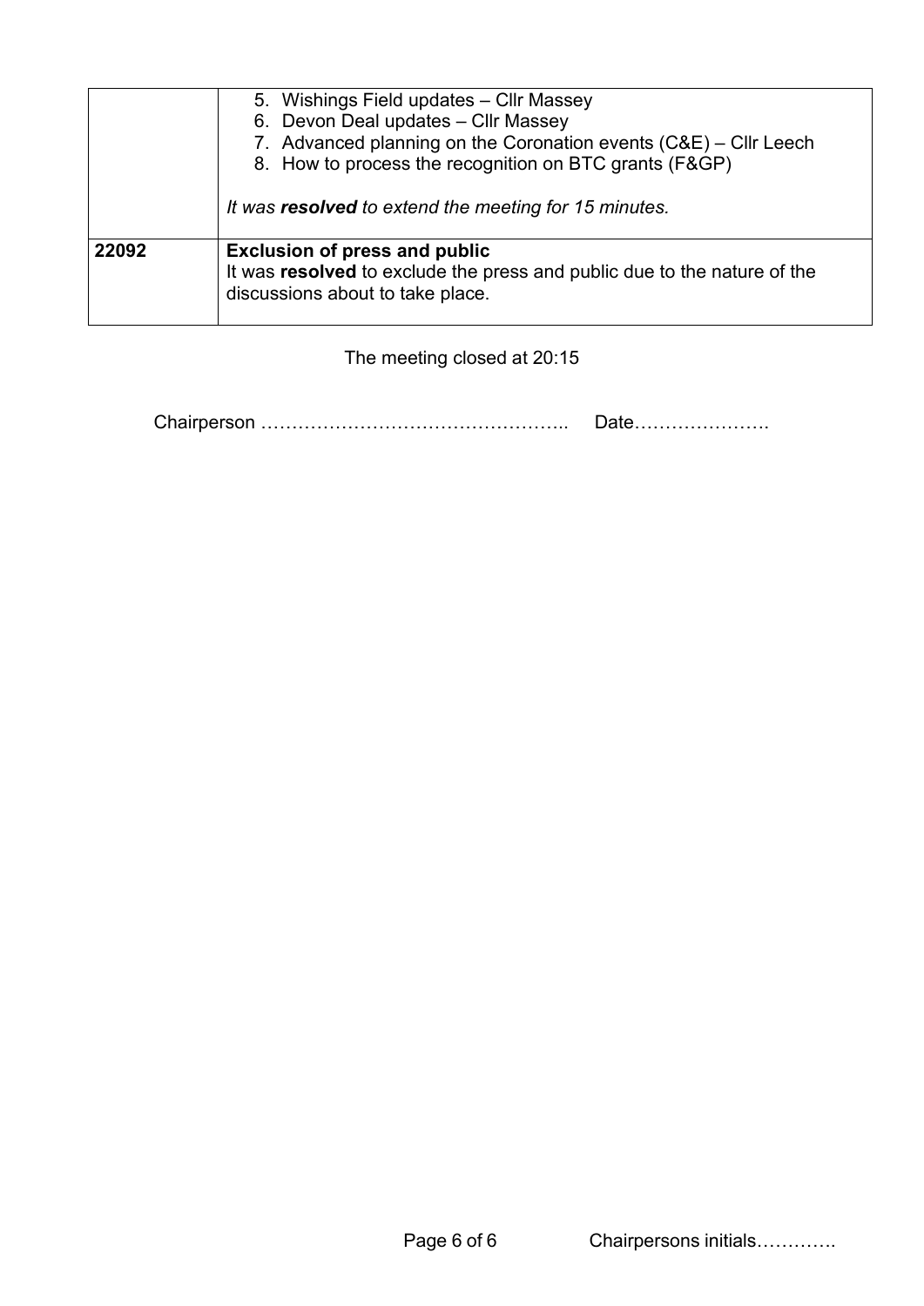| | |
|---|---|
| | 5. Wishings Field updates – Cllr Massey<br>6. Devon Deal updates – Cllr Massey<br>7. Advanced planning on the Coronation events (C&E) – Cllr Leech<br>8. How to process the recognition on BTC grants (F&GP)<br><br>*It was **resolved** to extend the meeting for 15 minutes.* |
| **22092** | **Exclusion of press and public**<br>It was **resolved** to exclude the press and public due to the nature of the discussions about to take place. |

The meeting closed at 20:15

Chairperson ………………………………………….. Date………………….

Chairpersons initials………….